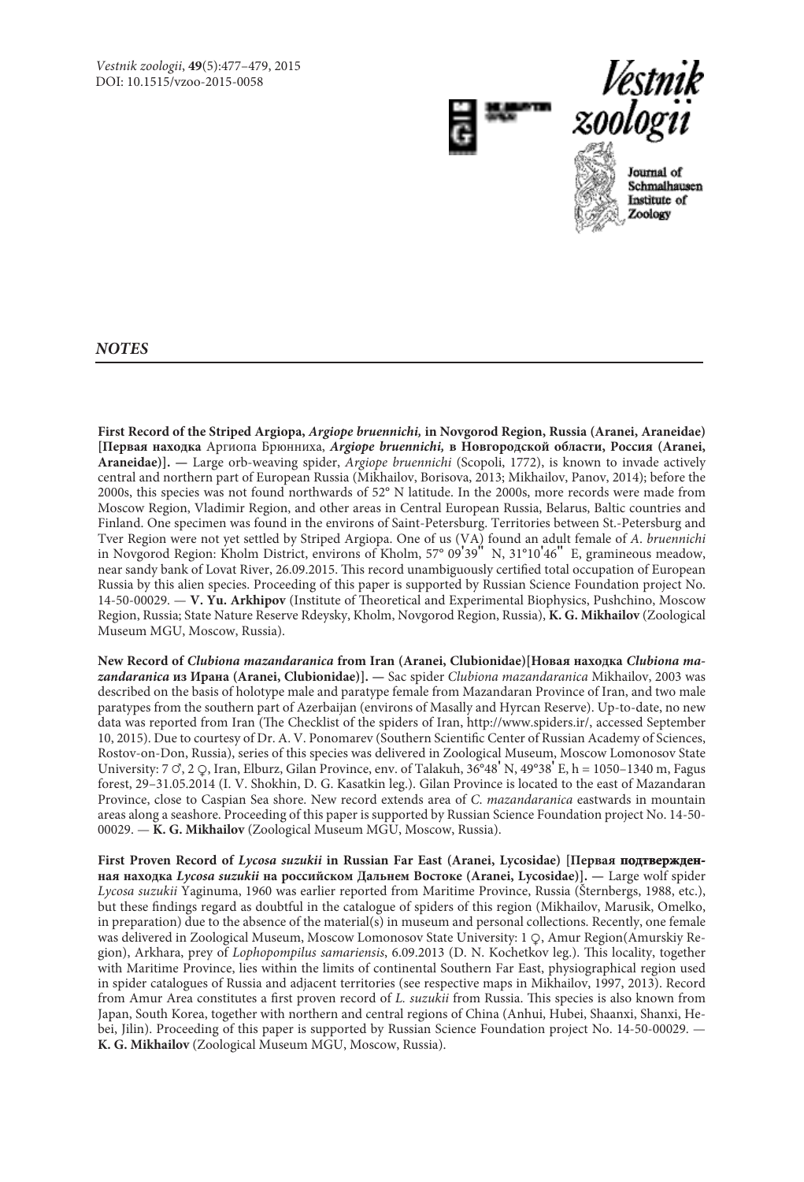## NOTES

**First Record of the Striped Argiopa, *Argiope bruennichi,* in Novgorod Region, Russia (Aranei, Araneidae) [Первая находка** Аргиопа Брюнниха, ***Argiope bruennichi,* в Новгородской области, Россия (Aranei, Araneidae)]. —** Large orb-weaving spider, *Argiope bruennichi* (Scopoli, 1772), is known to invade actively central and northern part of European Russia (Mikhailov, Borisova, 2013; Mikhailov, Panov, 2014); before the 2000s, this species was not found northwards of 52° N latitude. In the 2000s, more records were made from Moscow Region, Vladimir Region, and other areas in Central European Russia, Belarus, Baltic countries and Finland. One specimen was found in the environs of Saint-Petersburg. Territories between St.-Petersburg and Tver Region were not yet settled by Striped Argiopa. One of us (VA) found an adult female of *A. bruennichi* in Novgorod Region: Kholm District, environs of Kholm, 57° 09'39" N, 31°10'46" E, gramineous meadow, near sandy bank of Lovat River, 26.09.2015. This record unambiguously certified total occupation of European Russia by this alien species. Proceeding of this paper is supported by Russian Science Foundation project No. 14-50-00029. — **V. Yu. Arkhipov** (Institute of Theoretical and Experimental Biophysics, Pushchino, Moscow Region, Russia; State Nature Reserve Rdeysky, Kholm, Novgorod Region, Russia), **K. G. Mikhailov** (Zoological Museum MGU, Moscow, Russia).

**New Record of *Clubiona mazandaranica* from Iran (Aranei, Clubionidae)[Новая находка *Clubiona mazandaranica* из Ирана (Aranei, Clubionidae)]. —** Sac spider *Clubiona mazandaranica* Mikhailov, 2003 was described on the basis of holotype male and paratype female from Mazandaran Province of Iran, and two male paratypes from the southern part of Azerbaijan (environs of Masally and Hyrcan Reserve). Up-to-date, no new data was reported from Iran (The Checklist of the spiders of Iran, http://www.spiders.ir/, accessed September 10, 2015). Due to courtesy of Dr. A. V. Ponomarev (Southern Scientific Center of Russian Academy of Sciences, Rostov-on-Don, Russia), series of this species was delivered in Zoological Museum, Moscow Lomonosov State University: 7 ♂, 2 ♀, Iran, Elburz, Gilan Province, env. of Talakuh, 36°48' N, 49°38' E, h = 1050–1340 m, Fagus forest, 29–31.05.2014 (I. V. Shokhin, D. G. Kasatkin leg.). Gilan Province is located to the east of Mazandaran Province, close to Caspian Sea shore. New record extends area of *C. mazandaranica* eastwards in mountain areas along a seashore. Proceeding of this paper is supported by Russian Science Foundation project No. 14-50-00029. — **K. G. Mikhailov** (Zoological Museum MGU, Moscow, Russia).

**First Proven Record of *Lycosa suzukii* in Russian Far East (Aranei, Lycosidae) [Первая подтвержденная находка *Lycosa suzukii* на российском Дальнем Востоке (Aranei, Lycosidae)]. —** Large wolf spider *Lycosa suzukii* Yaginuma, 1960 was earlier reported from Maritime Province, Russia (Šternbergs, 1988, etc.), but these findings regard as doubtful in the catalogue of spiders of this region (Mikhailov, Marusik, Omelko, in preparation) due to the absence of the material(s) in museum and personal collections. Recently, one female was delivered in Zoological Museum, Moscow Lomonosov State University: 1 ♀, Amur Region(Amurskiy Region), Arkhara, prey of *Lophopompilus samariensis*, 6.09.2013 (D. N. Kochetkov leg.). This locality, together with Maritime Province, lies within the limits of continental Southern Far East, physiographical region used in spider catalogues of Russia and adjacent territories (see respective maps in Mikhailov, 1997, 2013). Record from Amur Area constitutes a first proven record of *L. suzukii* from Russia. This species is also known from Japan, South Korea, together with northern and central regions of China (Anhui, Hubei, Shaanxi, Shanxi, Hebei, Jilin). Proceeding of this paper is supported by Russian Science Foundation project No. 14-50-00029. — **K. G. Mikhailov** (Zoological Museum MGU, Moscow, Russia).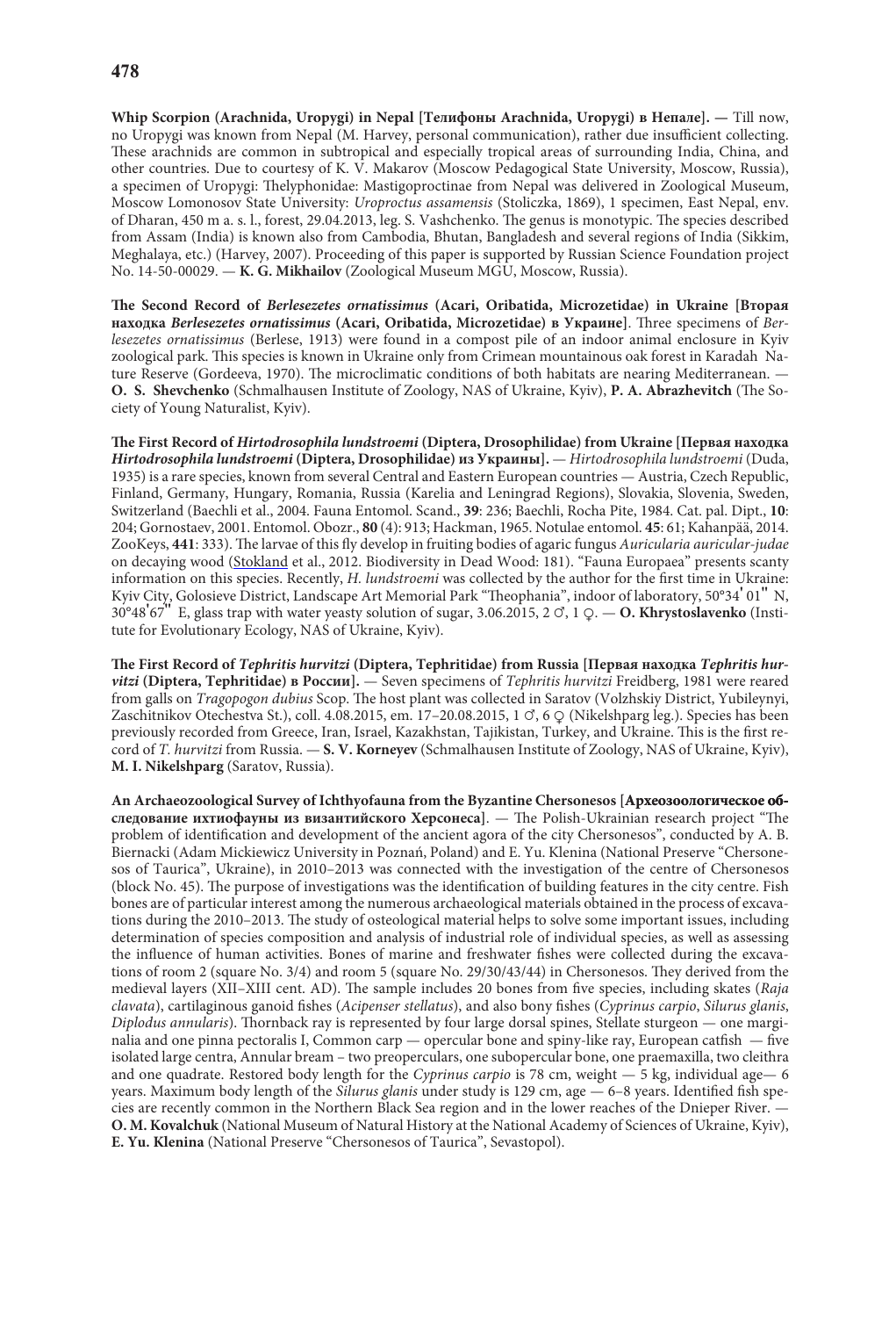**Whip Scorpion (Arachnida, Uropygi) in Nepal [Телифоны Arachnida, Uropygi) в Непале]. —** Till now, no Uropygi was known from Nepal (M. Harvey, personal communication), rather due insufficient collecting. These arachnids are common in subtropical and especially tropical areas of surrounding India, China, and other countries. Due to courtesy of K. V. Makarov (Moscow Pedagogical State University, Moscow, Russia), a specimen of Uropygi: Thelyphonidae: Mastigoproctinae from Nepal was delivered in Zoological Museum, Moscow Lomonosov State University: *Uroproctus assamensis* (Stoliczka, 1869), 1 specimen, East Nepal, env. of Dharan, 450 m a. s. l., forest, 29.04.2013, leg. S. Vashchenko. The genus is monotypic. The species described from Assam (India) is known also from Cambodia, Bhutan, Bangladesh and several regions of India (Sikkim, Meghalaya, etc.) (Harvey, 2007). Proceeding of this paper is supported by Russian Science Foundation project No. 14-50-00029. — **K. G. Mikhailov** (Zoological Museum MGU, Moscow, Russia).

**The Second Record of *Berlesezetes ornatissimus* (Acari, Oribatida, Microzetidae) in Ukraine [Вторая находка *Berlesezetes ornatissimus* (Acari, Oribatida, Microzetidae) в Украине]**. Three specimens of *Berlesezetes ornatissimus* (Berlese, 1913) were found in a compost pile of an indoor animal enclosure in Kyiv zoological park. This species is known in Ukraine only from Crimean mountainous oak forest in Karadah Nature Reserve (Gordeeva, 1970). The microclimatic conditions of both habitats are nearing Mediterranean. — **O. S. Shevchenko** (Schmalhausen Institute of Zoology, NAS of Ukraine, Kyiv), **P. A. Abrazhevitch** (The Society of Young Naturalist, Kyiv).

**The First Record of *Hirtodrosophila lundstroemi* (Diptera, Drosophilidae) from Ukraine [Первая находка *Hirtodrosophila lundstroemi* (Diptera, Drosophilidae) из Украины].** — *Hirtodrosophila lundstroemi* (Duda, 1935) is a rare species, known from several Central and Eastern European countries — Austria, Czech Republic, Finland, Germany, Hungary, Romania, Russia (Karelia and Leningrad Regions), Slovakia, Slovenia, Sweden, Switzerland (Baechli et al., 2004. Fauna Entomol. Scand., **39**: 236; Baechli, Rocha Pite, 1984. Cat. pal. Dipt., **10**: 204; Gornostaev, 2001. Entomol. Obozr., **80** (4): 913; Hackman, 1965. Notulae entomol. **45**: 61; Kahanpää, 2014. ZooKeys, **441**: 333). The larvae of this fly develop in fruiting bodies of agaric fungus *Auricularia auricular-judae* on decaying wood (Stokland et al., 2012. Biodiversity in Dead Wood: 181). "Fauna Europaea" presents scanty information on this species. Recently, *H. lundstroemi* was collected by the author for the first time in Ukraine: Kyiv City, Golosieve District, Landscape Art Memorial Park "Theophania", indoor of laboratory, 50°34ʹ 01ʺ N, 30°48ʹ67ʺ E, glass trap with water yeasty solution of sugar, 3.06.2015, 2 ♂, 1 ♀. — **O. Khrystoslavenko** (Institute for Evolutionary Ecology, NAS of Ukraine, Kyiv).

**The First Record of *Tephritis hurvitzi* (Diptera, Tephritidae) from Russia [Первая находка *Tephritis hurvitzi* (Diptera, Tephritidae) в России].** — Seven specimens of *Tephritis hurvitzi* Freidberg, 1981 were reared from galls on *Tragopogon dubius* Scop. The host plant was collected in Saratov (Volzhskiy District, Yubileynyi, Zaschitnikov Otechestva St.), coll. 4.08.2015, em. 17–20.08.2015, 1 ♂, 6 ♀ (Nikelshparg leg.). Species has been previously recorded from Greece, Iran, Israel, Kazakhstan, Tajikistan, Turkey, and Ukraine. This is the first record of *T. hurvitzi* from Russia. — **S. V. Korneyev** (Schmalhausen Institute of Zoology, NAS of Ukraine, Kyiv), **M. I. Nikelshparg** (Saratov, Russia).

**An Archaeozoological Survey of Ichthyofauna from the Byzantine Chersonesos [Археозоологическое обследование ихтиофауны из византийского Херсонеса]**. — The Polish-Ukrainian research project "The problem of identification and development of the ancient agora of the city Chersonesos", conducted by A. B. Biernacki (Adam Mickiewicz University in Poznań, Poland) and E. Yu. Klenina (National Preserve "Chersonesos of Taurica", Ukraine), in 2010–2013 was connected with the investigation of the centre of Chersonesos (block No. 45). The purpose of investigations was the identification of building features in the city centre. Fish bones are of particular interest among the numerous archaeological materials obtained in the process of excavations during the 2010–2013. The study of osteological material helps to solve some important issues, including determination of species composition and analysis of industrial role of individual species, as well as assessing the influence of human activities. Bones of marine and freshwater fishes were collected during the excavations of room 2 (square No. 3/4) and room 5 (square No. 29/30/43/44) in Chersonesos. They derived from the medieval layers (XII–XIII cent. AD). The sample includes 20 bones from five species, including skates (*Raja clavata*), cartilaginous ganoid fishes (*Acipenser stellatus*), and also bony fishes (*Cyprinus carpio*, *Silurus glanis*, *Diplodus annularis*). Thornback ray is represented by four large dorsal spines, Stellate sturgeon — one marginalia and one pinna pectoralis I, Common carp — opercular bone and spiny-like ray, European catfish — five isolated large centra, Annular bream – two preoperculars, one subopercular bone, one praemaxilla, two cleithra and one quadrate. Restored body length for the *Cyprinus carpio* is 78 cm, weight — 5 kg, individual age— 6 years. Maximum body length of the *Silurus glanis* under study is 129 cm, age — 6–8 years. Identified fish species are recently common in the Northern Black Sea region and in the lower reaches of the Dnieper River. — **O. M. Kovalchuk** (National Museum of Natural History at the National Academy of Sciences of Ukraine, Kyiv), **E. Yu. Klenina** (National Preserve "Chersonesos of Taurica", Sevastopol).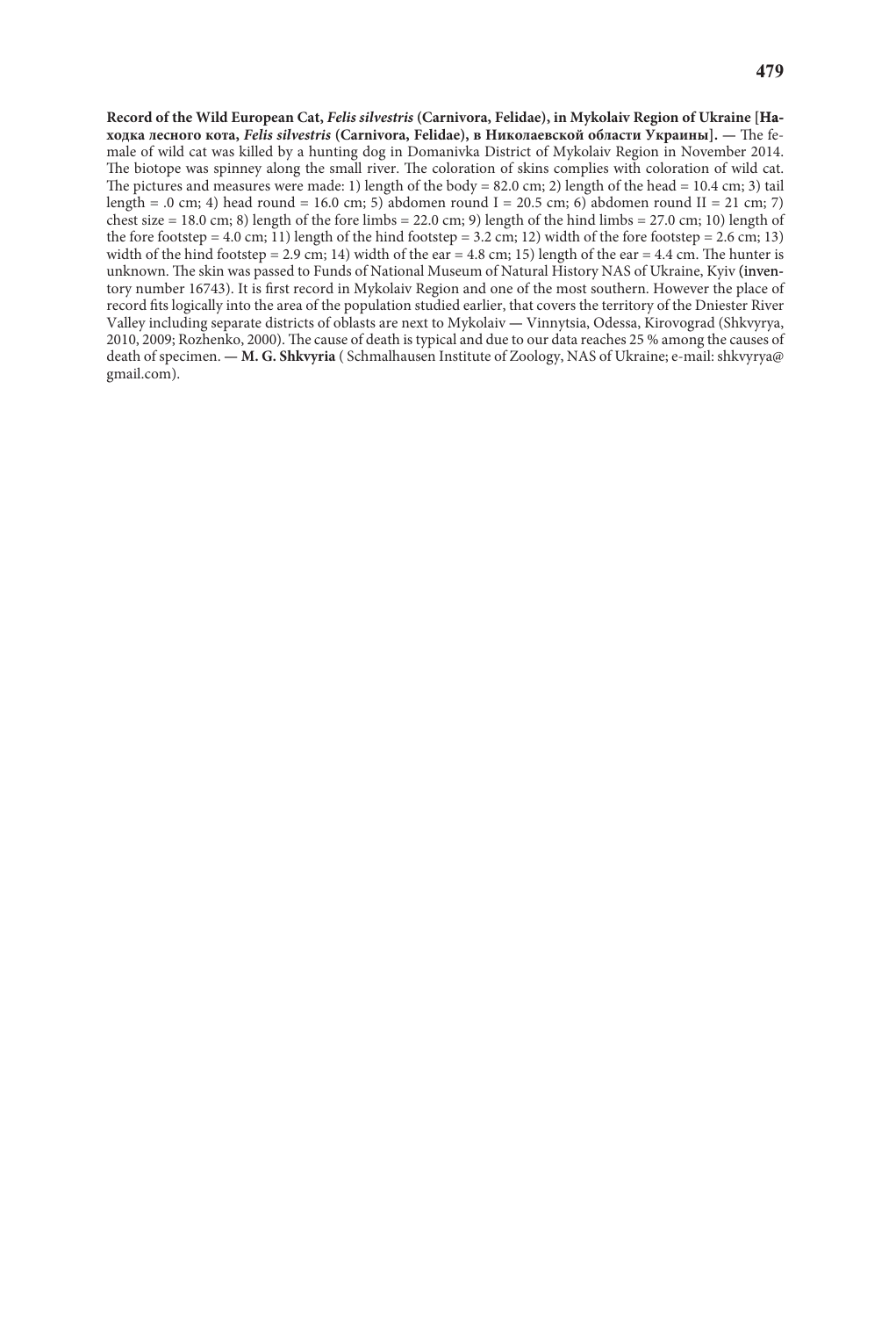**Record of the Wild European Cat, *Felis silvestris* (Carnivora, Felidae), in Mykolaiv Region of Ukraine [Находка лесного кота, *Felis silvestris* (Carnivora, Felidae), в Николаевской области Украины]. —** The female of wild cat was killed by a hunting dog in Domanivka District of Mykolaiv Region in November 2014. The biotope was spinney along the small river. The coloration of skins complies with coloration of wild cat. The pictures and measures were made: 1) length of the body = 82.0 cm; 2) length of the head = 10.4 cm; 3) tail length = .0 cm; 4) head round = 16.0 cm; 5) abdomen round I = 20.5 cm; 6) abdomen round II = 21 cm; 7) chest size = 18.0 cm; 8) length of the fore limbs = 22.0 cm; 9) length of the hind limbs = 27.0 cm; 10) length of the fore footstep = 4.0 cm; 11) length of the hind footstep = 3.2 cm; 12) width of the fore footstep = 2.6 cm; 13) width of the hind footstep = 2.9 cm; 14) width of the ear = 4.8 cm; 15) length of the ear = 4.4 cm. The hunter is unknown. The skin was passed to Funds of National Museum of Natural History NAS of Ukraine, Kyiv (inventory number 16743). It is first record in Mykolaiv Region and one of the most southern. However the place of record fits logically into the area of the population studied earlier, that covers the territory of the Dniester River Valley including separate districts of oblasts are next to Mykolaiv — Vinnytsia, Odessa, Kirovograd (Shkvyrya, 2010, 2009; Rozhenko, 2000). The cause of death is typical and due to our data reaches 25 % among the causes of death of specimen. **— M. G. Shkvyria** ( Schmalhausen Institute of Zoology, NAS of Ukraine; e-mail: shkvyrya@gmail.com).